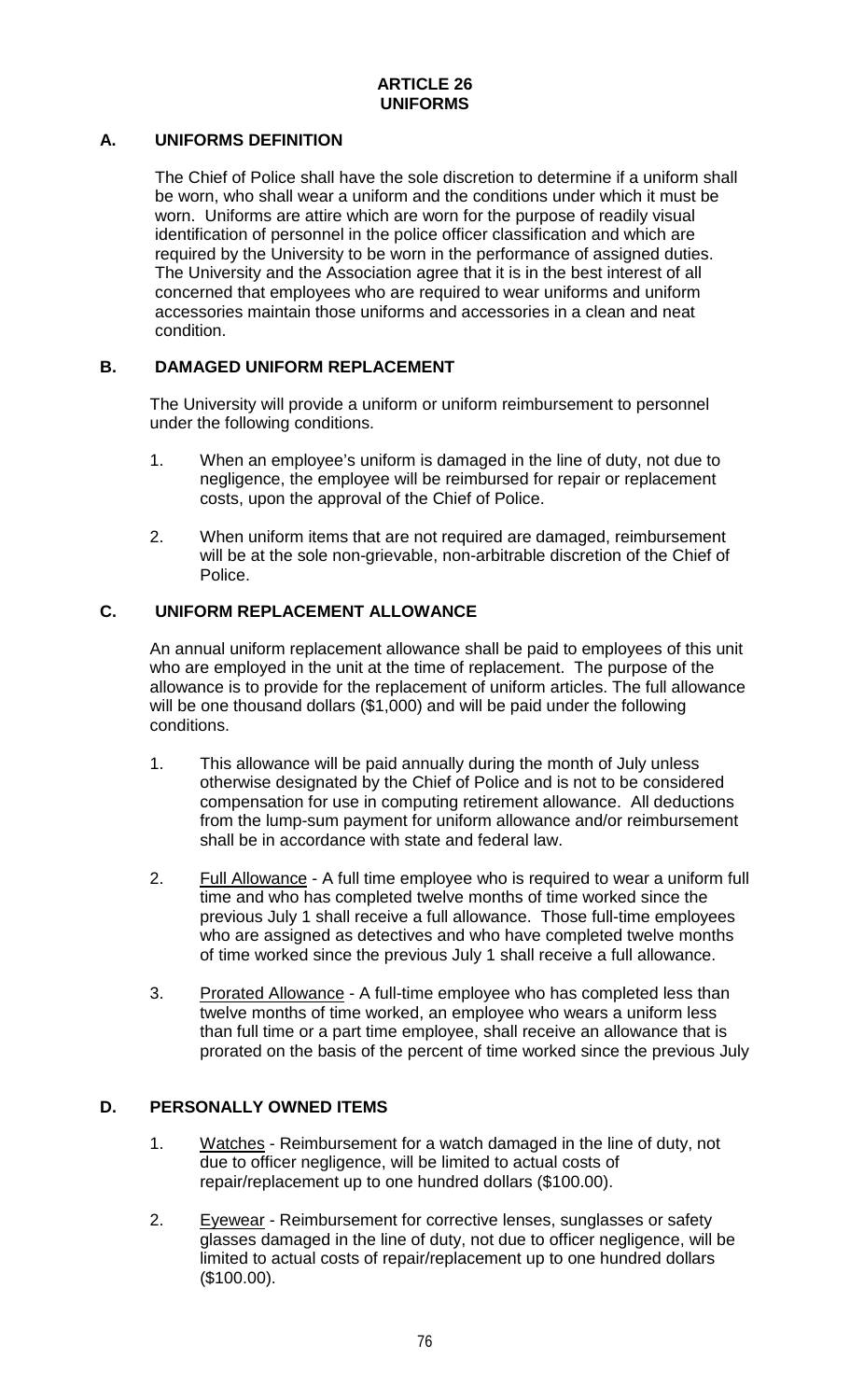# ARTICLE 26
# UNIFORMS

## A. UNIFORMS DEFINITION

The Chief of Police shall have the sole discretion to determine if a uniform shall be worn, who shall wear a uniform and the conditions under which it must be worn. Uniforms are attire which are worn for the purpose of readily visual identification of personnel in the police officer classification and which are required by the University to be worn in the performance of assigned duties. The University and the Association agree that it is in the best interest of all concerned that employees who are required to wear uniforms and uniform accessories maintain those uniforms and accessories in a clean and neat condition.

## B. DAMAGED UNIFORM REPLACEMENT

The University will provide a uniform or uniform reimbursement to personnel under the following conditions.

1. When an employee's uniform is damaged in the line of duty, not due to negligence, the employee will be reimbursed for repair or replacement costs, upon the approval of the Chief of Police.

2. When uniform items that are not required are damaged, reimbursement will be at the sole non-grievable, non-arbitrable discretion of the Chief of Police.

## C. UNIFORM REPLACEMENT ALLOWANCE

An annual uniform replacement allowance shall be paid to employees of this unit who are employed in the unit at the time of replacement. The purpose of the allowance is to provide for the replacement of uniform articles. The full allowance will be one thousand dollars ($1,000) and will be paid under the following conditions.

1. This allowance will be paid annually during the month of July unless otherwise designated by the Chief of Police and is not to be considered compensation for use in computing retirement allowance. All deductions from the lump-sum payment for uniform allowance and/or reimbursement shall be in accordance with state and federal law.

2. Full Allowance - A full time employee who is required to wear a uniform full time and who has completed twelve months of time worked since the previous July 1 shall receive a full allowance. Those full-time employees who are assigned as detectives and who have completed twelve months of time worked since the previous July 1 shall receive a full allowance.

3. Prorated Allowance - A full-time employee who has completed less than twelve months of time worked, an employee who wears a uniform less than full time or a part time employee, shall receive an allowance that is prorated on the basis of the percent of time worked since the previous July

## D. PERSONALLY OWNED ITEMS

1. Watches - Reimbursement for a watch damaged in the line of duty, not due to officer negligence, will be limited to actual costs of repair/replacement up to one hundred dollars ($100.00).

2. Eyewear - Reimbursement for corrective lenses, sunglasses or safety glasses damaged in the line of duty, not due to officer negligence, will be limited to actual costs of repair/replacement up to one hundred dollars ($100.00).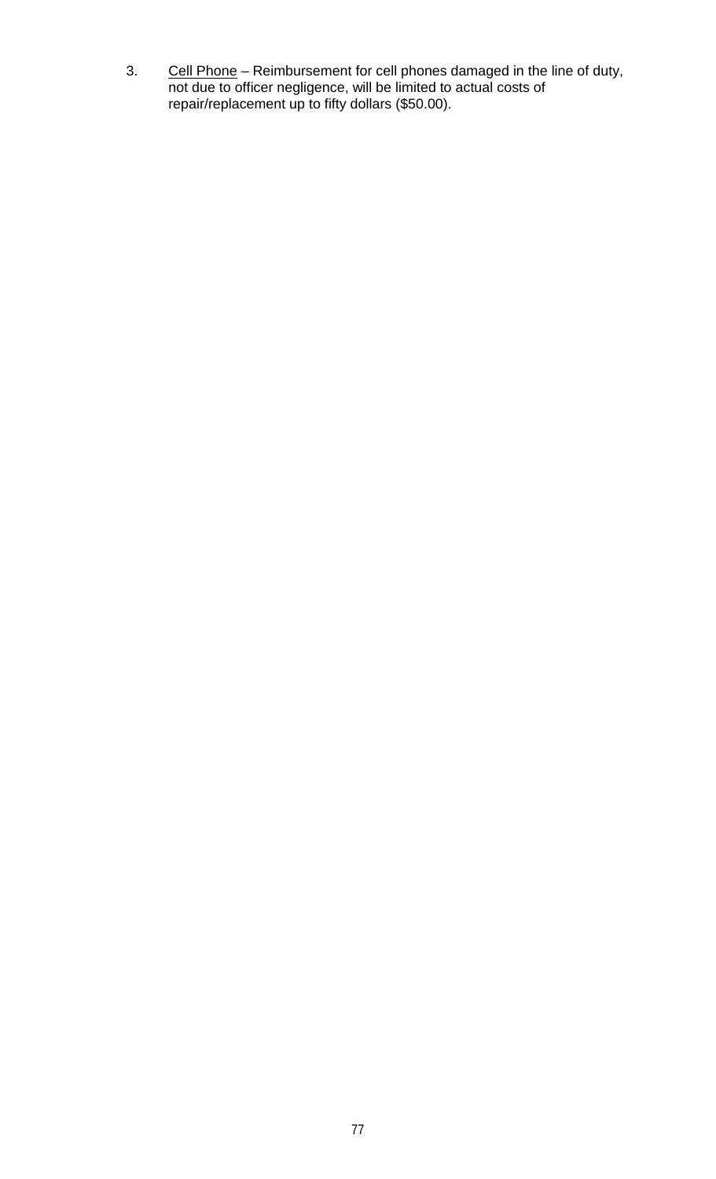3. <u>Cell Phone</u> – Reimbursement for cell phones damaged in the line of duty, not due to officer negligence, will be limited to actual costs of repair/replacement up to fifty dollars ($50.00).